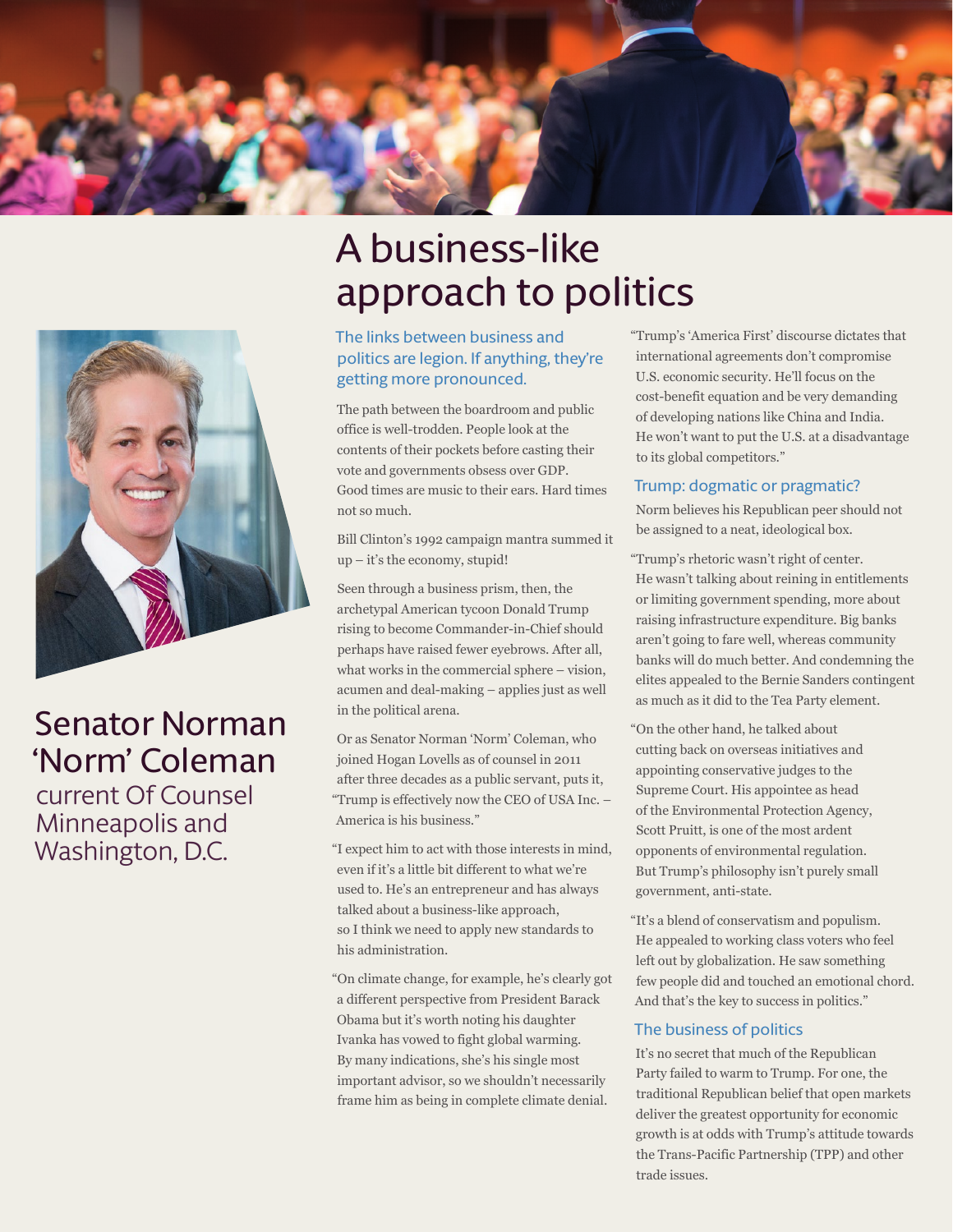# A business-like approach to politics

Senator Norman 'Norm' Coleman
current Of Counsel
Minneapolis and Washington, D.C.

## The links between business and politics are legion. If anything, they're getting more pronounced.

The path between the boardroom and public office is well-trodden. People look at the contents of their pockets before casting their vote and governments obsess over GDP. Good times are music to their ears. Hard times not so much.

Bill Clinton's 1992 campaign mantra summed it up – it's the economy, stupid!

Seen through a business prism, then, the archetypal American tycoon Donald Trump rising to become Commander-in-Chief should perhaps have raised fewer eyebrows. After all, what works in the commercial sphere – vision, acumen and deal-making – applies just as well in the political arena.

Or as Senator Norman 'Norm' Coleman, who joined Hogan Lovells as of counsel in 2011 after three decades as a public servant, puts it, "Trump is effectively now the CEO of USA Inc. – America is his business."

"I expect him to act with those interests in mind, even if it's a little bit different to what we're used to. He's an entrepreneur and has always talked about a business-like approach, so I think we need to apply new standards to his administration.

"On climate change, for example, he's clearly got a different perspective from President Barack Obama but it's worth noting his daughter Ivanka has vowed to fight global warming. By many indications, she's his single most important advisor, so we shouldn't necessarily frame him as being in complete climate denial.

"Trump's 'America First' discourse dictates that international agreements don't compromise U.S. economic security. He'll focus on the cost-benefit equation and be very demanding of developing nations like China and India. He won't want to put the U.S. at a disadvantage to its global competitors."

## Trump: dogmatic or pragmatic?

Norm believes his Republican peer should not be assigned to a neat, ideological box.

"Trump's rhetoric wasn't right of center. He wasn't talking about reining in entitlements or limiting government spending, more about raising infrastructure expenditure. Big banks aren't going to fare well, whereas community banks will do much better. And condemning the elites appealed to the Bernie Sanders contingent as much as it did to the Tea Party element.

"On the other hand, he talked about cutting back on overseas initiatives and appointing conservative judges to the Supreme Court. His appointee as head of the Environmental Protection Agency, Scott Pruitt, is one of the most ardent opponents of environmental regulation. But Trump's philosophy isn't purely small government, anti-state.

"It's a blend of conservatism and populism. He appealed to working class voters who feel left out by globalization. He saw something few people did and touched an emotional chord. And that's the key to success in politics."

## The business of politics

It's no secret that much of the Republican Party failed to warm to Trump. For one, the traditional Republican belief that open markets deliver the greatest opportunity for economic growth is at odds with Trump's attitude towards the Trans-Pacific Partnership (TPP) and other trade issues.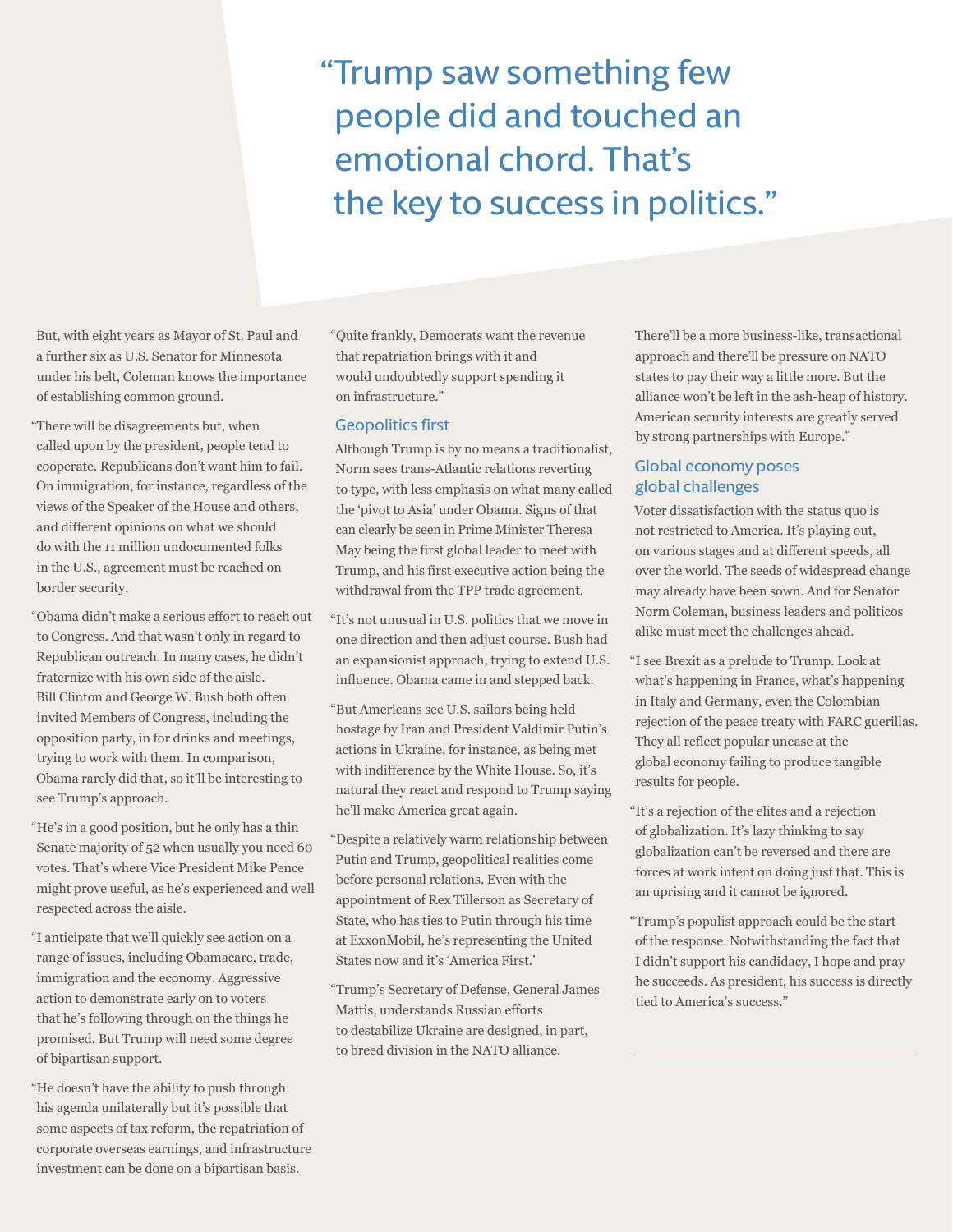> "Trump saw something few people did and touched an emotional chord. That's the key to success in politics."

But, with eight years as Mayor of St. Paul and a further six as U.S. Senator for Minnesota under his belt, Coleman knows the importance of establishing common ground.

"There will be disagreements but, when called upon by the president, people tend to cooperate. Republicans don't want him to fail. On immigration, for instance, regardless of the views of the Speaker of the House and others, and different opinions on what we should do with the 11 million undocumented folks in the U.S., agreement must be reached on border security.

"Obama didn't make a serious effort to reach out to Congress. And that wasn't only in regard to Republican outreach. In many cases, he didn't fraternize with his own side of the aisle. Bill Clinton and George W. Bush both often invited Members of Congress, including the opposition party, in for drinks and meetings, trying to work with them. In comparison, Obama rarely did that, so it'll be interesting to see Trump's approach.

"He's in a good position, but he only has a thin Senate majority of 52 when usually you need 60 votes. That's where Vice President Mike Pence might prove useful, as he's experienced and well respected across the aisle.

"I anticipate that we'll quickly see action on a range of issues, including Obamacare, trade, immigration and the economy. Aggressive action to demonstrate early on to voters that he's following through on the things he promised. But Trump will need some degree of bipartisan support.

"He doesn't have the ability to push through his agenda unilaterally but it's possible that some aspects of tax reform, the repatriation of corporate overseas earnings, and infrastructure investment can be done on a bipartisan basis.

"Quite frankly, Democrats want the revenue that repatriation brings with it and would undoubtedly support spending it on infrastructure."

## Geopolitics first

Although Trump is by no means a traditionalist, Norm sees trans-Atlantic relations reverting to type, with less emphasis on what many called the 'pivot to Asia' under Obama. Signs of that can clearly be seen in Prime Minister Theresa May being the first global leader to meet with Trump, and his first executive action being the withdrawal from the TPP trade agreement.

"It's not unusual in U.S. politics that we move in one direction and then adjust course. Bush had an expansionist approach, trying to extend U.S. influence. Obama came in and stepped back.

"But Americans see U.S. sailors being held hostage by Iran and President Valdimir Putin's actions in Ukraine, for instance, as being met with indifference by the White House. So, it's natural they react and respond to Trump saying he'll make America great again.

"Despite a relatively warm relationship between Putin and Trump, geopolitical realities come before personal relations. Even with the appointment of Rex Tillerson as Secretary of State, who has ties to Putin through his time at ExxonMobil, he's representing the United States now and it's 'America First.'

"Trump's Secretary of Defense, General James Mattis, understands Russian efforts to destabilize Ukraine are designed, in part, to breed division in the NATO alliance.

There'll be a more business-like, transactional approach and there'll be pressure on NATO states to pay their way a little more. But the alliance won't be left in the ash-heap of history. American security interests are greatly served by strong partnerships with Europe."

## Global economy poses global challenges

Voter dissatisfaction with the status quo is not restricted to America. It's playing out, on various stages and at different speeds, all over the world. The seeds of widespread change may already have been sown. And for Senator Norm Coleman, business leaders and politicos alike must meet the challenges ahead.

"I see Brexit as a prelude to Trump. Look at what's happening in France, what's happening in Italy and Germany, even the Colombian rejection of the peace treaty with FARC guerillas. They all reflect popular unease at the global economy failing to produce tangible results for people.

"It's a rejection of the elites and a rejection of globalization. It's lazy thinking to say globalization can't be reversed and there are forces at work intent on doing just that. This is an uprising and it cannot be ignored.

"Trump's populist approach could be the start of the response. Notwithstanding the fact that I didn't support his candidacy, I hope and pray he succeeds. As president, his success is directly tied to America's success."